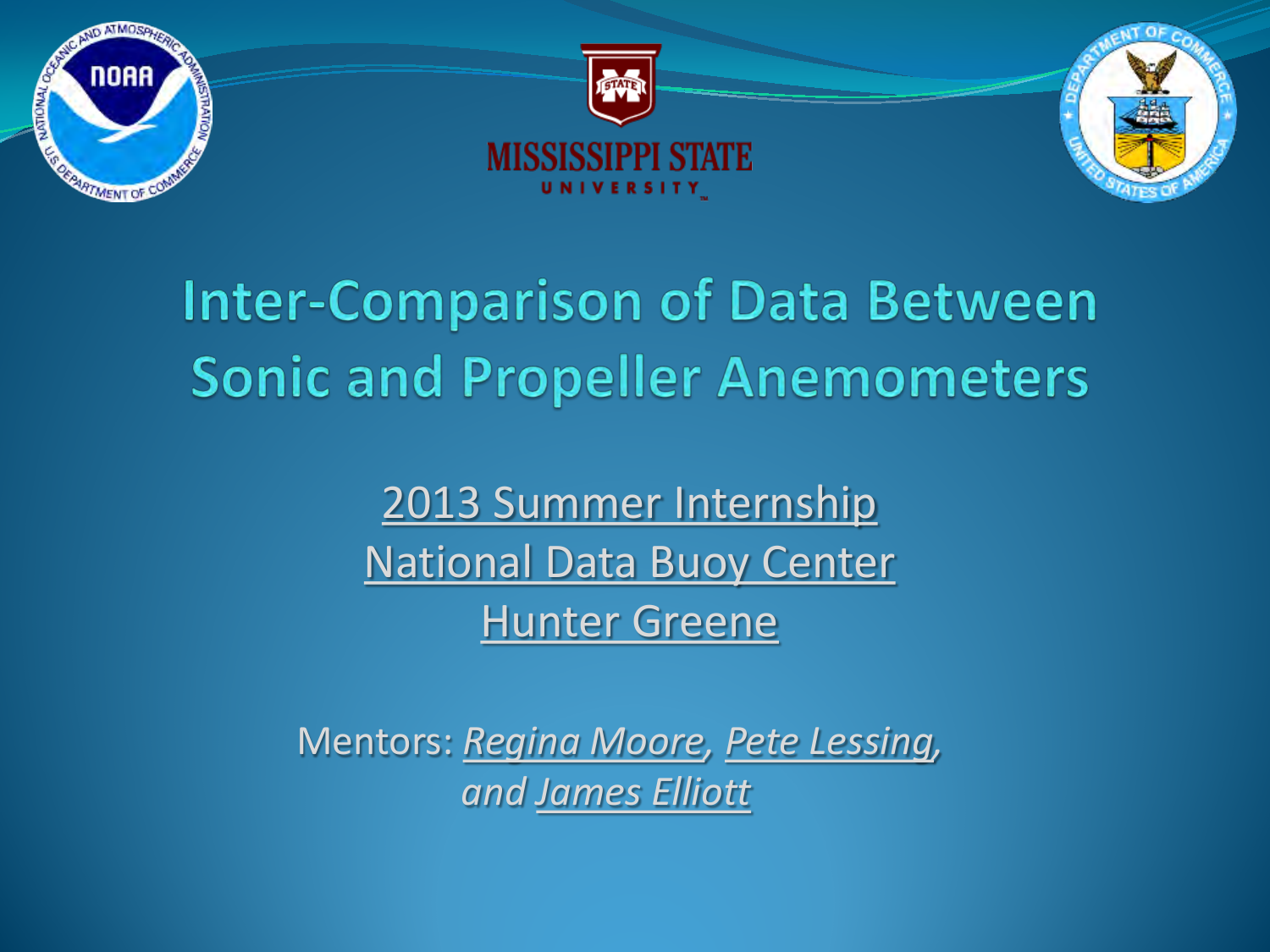# Inter-Comparison of Data Between Sonic and Propeller Anemometers

2013 Summer Internship
National Data Buoy Center
Hunter Greene

Mentors: *Regina Moore, Pete Lessing, and James Elliott*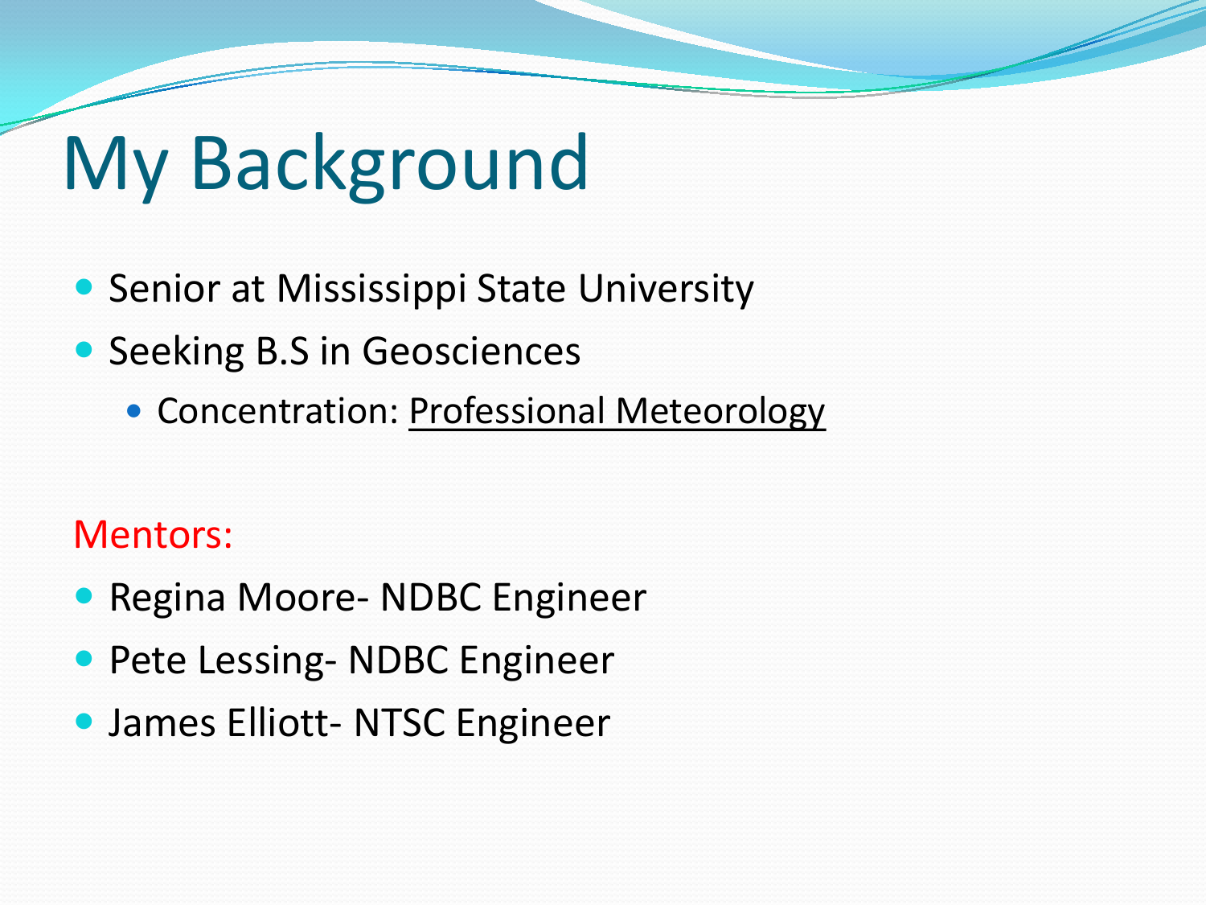# My Background

- Senior at Mississippi State University
- Seeking B.S in Geosciences
  - Concentration: Professional Meteorology

Mentors:

- Regina Moore- NDBC Engineer
- Pete Lessing- NDBC Engineer
- James Elliott- NTSC Engineer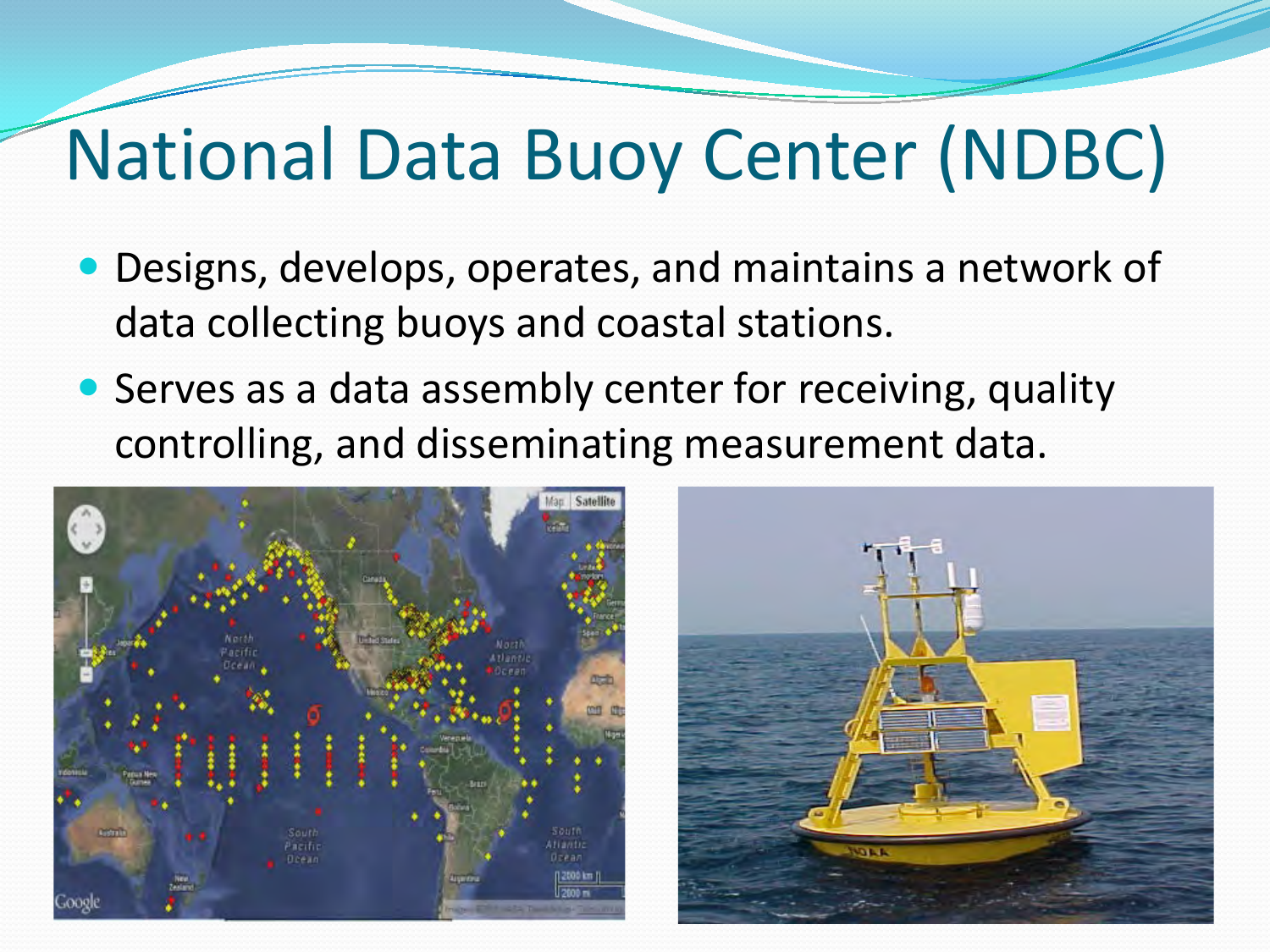# National Data Buoy Center (NDBC)

- Designs, develops, operates, and maintains a network of data collecting buoys and coastal stations.
- Serves as a data assembly center for receiving, quality controlling, and disseminating measurement data.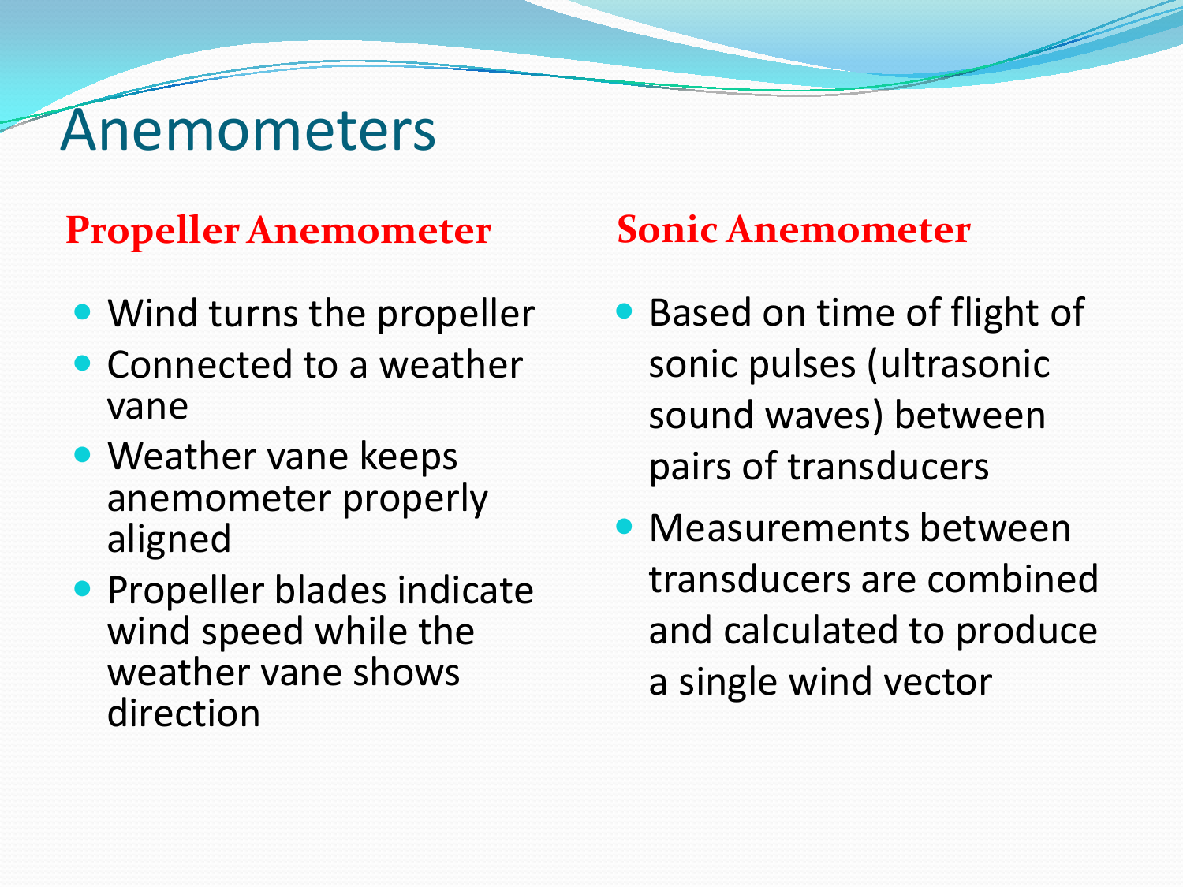# Anemometers

## Propeller Anemometer

- Wind turns the propeller
- Connected to a weather vane
- Weather vane keeps anemometer properly aligned
- Propeller blades indicate wind speed while the weather vane shows direction

## Sonic Anemometer

- Based on time of flight of sonic pulses (ultrasonic sound waves) between pairs of transducers
- Measurements between transducers are combined and calculated to produce a single wind vector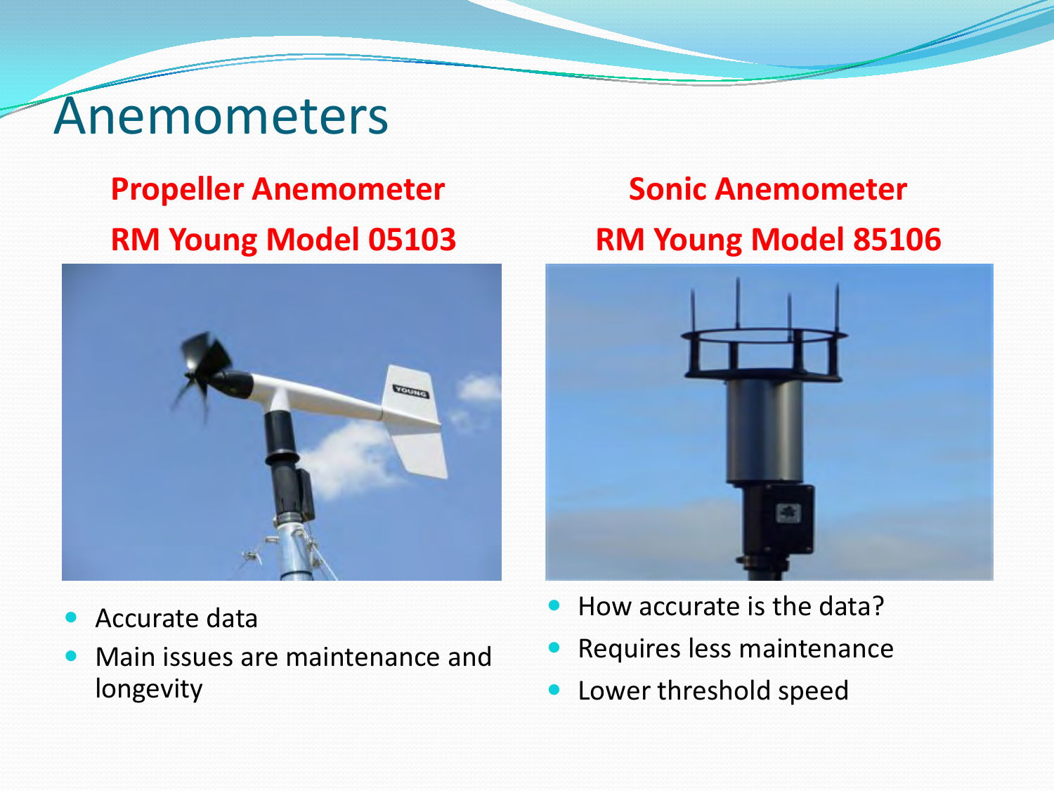# Anemometers

**Propeller Anemometer**

**RM Young Model 05103**

- Accurate data
- Main issues are maintenance and longevity

**Sonic Anemometer**

**RM Young Model 85106**

- How accurate is the data?
- Requires less maintenance
- Lower threshold speed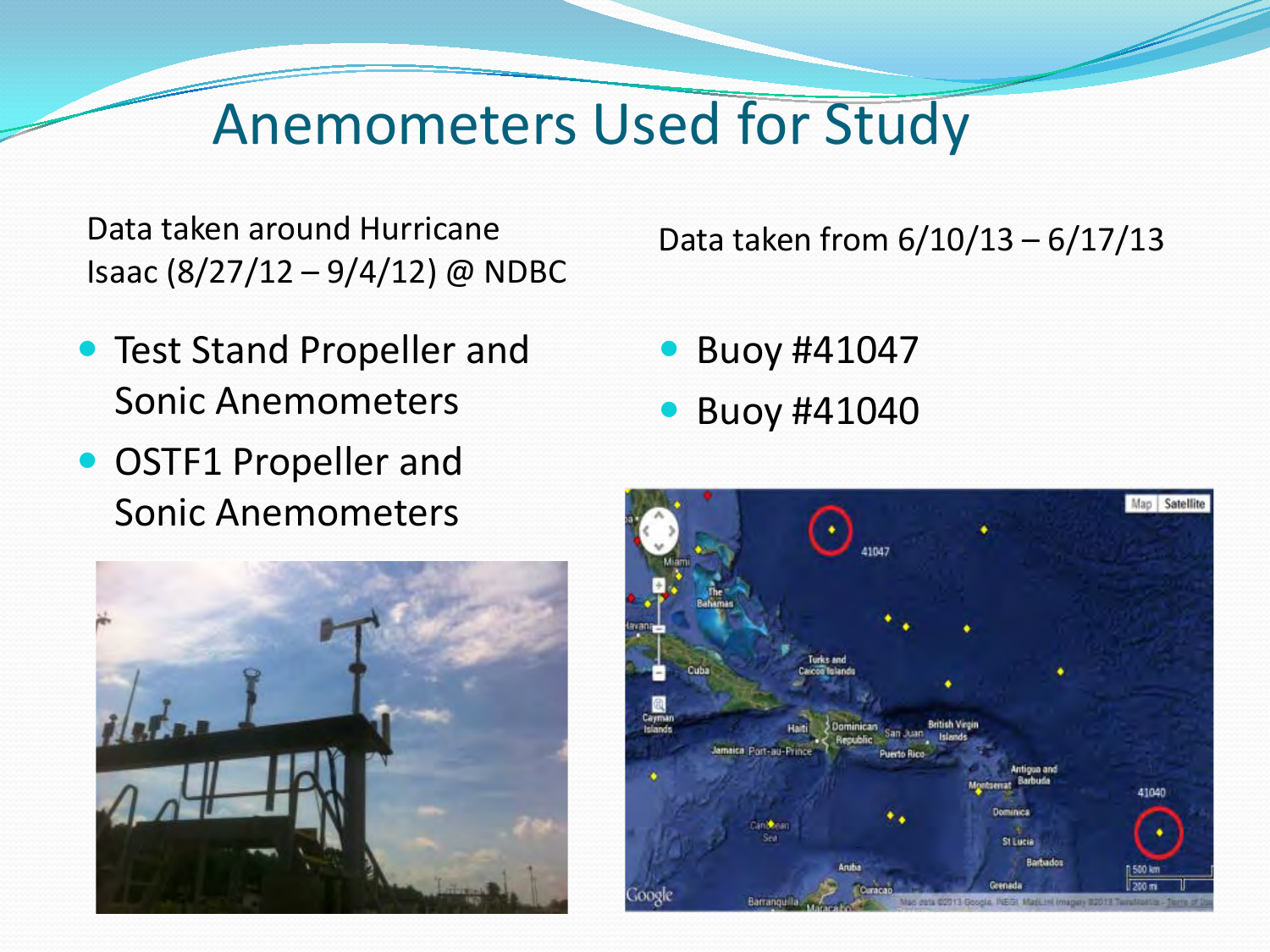# Anemometers Used for Study

Data taken around Hurricane Isaac (8/27/12 – 9/4/12) @ NDBC

- Test Stand Propeller and Sonic Anemometers
- OSTF1 Propeller and Sonic Anemometers

Data taken from 6/10/13 – 6/17/13

- Buoy #41047
- Buoy #41040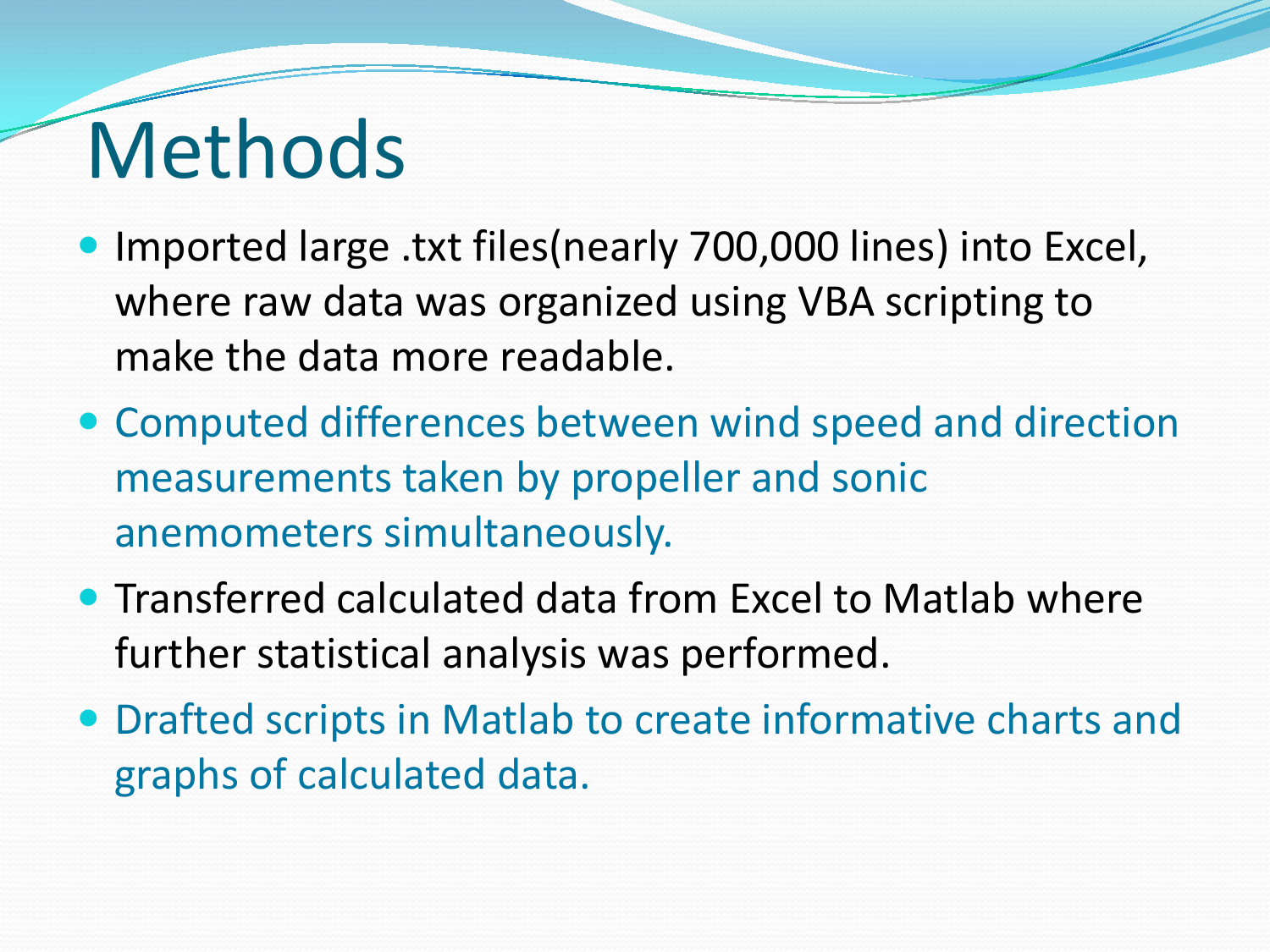# Methods

- Imported large .txt files(nearly 700,000 lines) into Excel, where raw data was organized using VBA scripting to make the data more readable.
- Computed differences between wind speed and direction measurements taken by propeller and sonic anemometers simultaneously.
- Transferred calculated data from Excel to Matlab where further statistical analysis was performed.
- Drafted scripts in Matlab to create informative charts and graphs of calculated data.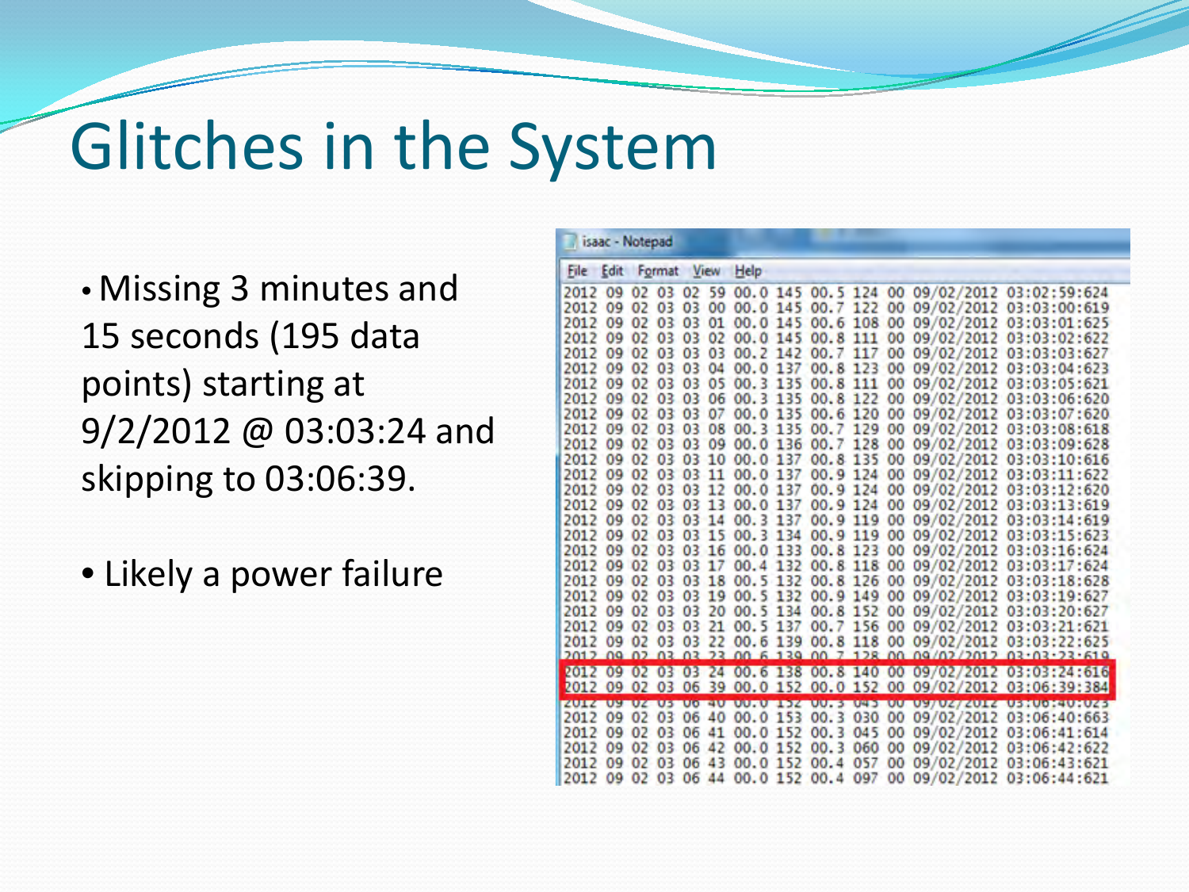# Glitches in the System

- Missing 3 minutes and 15 seconds (195 data points) starting at 9/2/2012 @ 03:03:24 and skipping to 03:06:39.
- Likely a power failure

isaac - Notepad

File Edit Format View Help

```
2012 09 02 03 02 59 00.0 145 00.5 124 00 09/02/2012 03:02:59:624
2012 09 02 03 03 00 00.0 145 00.7 122 00 09/02/2012 03:03:00:619
2012 09 02 03 03 01 00.0 145 00.6 108 00 09/02/2012 03:03:01:625
2012 09 02 03 03 02 00.0 145 00.8 111 00 09/02/2012 03:03:02:622
2012 09 02 03 03 03 00.2 142 00.7 117 00 09/02/2012 03:03:03:627
2012 09 02 03 03 04 00.0 137 00.8 123 00 09/02/2012 03:03:04:623
2012 09 02 03 03 05 00.3 135 00.8 111 00 09/02/2012 03:03:05:621
2012 09 02 03 03 06 00.3 135 00.8 122 00 09/02/2012 03:03:06:620
2012 09 02 03 03 07 00.0 135 00.6 120 00 09/02/2012 03:03:07:620
2012 09 02 03 03 08 00.3 135 00.7 129 00 09/02/2012 03:03:08:618
2012 09 02 03 03 09 00.0 136 00.7 128 00 09/02/2012 03:03:09:628
2012 09 02 03 03 10 00.0 137 00.8 135 00 09/02/2012 03:03:10:616
2012 09 02 03 03 11 00.0 137 00.9 124 00 09/02/2012 03:03:11:622
2012 09 02 03 03 12 00.0 137 00.9 124 00 09/02/2012 03:03:12:620
2012 09 02 03 03 13 00.0 137 00.9 124 00 09/02/2012 03:03:13:619
2012 09 02 03 03 14 00.3 137 00.9 119 00 09/02/2012 03:03:14:619
2012 09 02 03 03 15 00.3 134 00.9 119 00 09/02/2012 03:03:15:623
2012 09 02 03 03 16 00.0 133 00.8 123 00 09/02/2012 03:03:16:624
2012 09 02 03 03 17 00.4 132 00.8 118 00 09/02/2012 03:03:17:624
2012 09 02 03 03 18 00.5 132 00.8 126 00 09/02/2012 03:03:18:628
2012 09 02 03 03 19 00.5 132 00.9 149 00 09/02/2012 03:03:19:627
2012 09 02 03 03 20 00.5 134 00.8 152 00 09/02/2012 03:03:20:627
2012 09 02 03 03 21 00.5 137 00.7 156 00 09/02/2012 03:03:21:621
2012 09 02 03 03 22 00.6 139 00.8 118 00 09/02/2012 03:03:22:625
2012 09 02 03 03 23 00.6 139 00.7 128 00 09/02/2012 03:03:23:619
2012 09 02 03 03 24 00.6 138 00.8 140 00 09/02/2012 03:03:24:616
2012 09 02 03 06 39 00.0 152 00.0 152 00 09/02/2012 03:06:39:384
2012 09 02 03 06 40 00.0 152 00.3 043 00 09/02/2012 03:06:40:023
2012 09 02 03 06 40 00.0 153 00.3 030 00 09/02/2012 03:06:40:663
2012 09 02 03 06 41 00.0 152 00.3 045 00 09/02/2012 03:06:41:614
2012 09 02 03 06 42 00.0 152 00.3 060 00 09/02/2012 03:06:42:622
2012 09 02 03 06 43 00.0 152 00.4 057 00 09/02/2012 03:06:43:621
2012 09 02 03 06 44 00.0 152 00.4 097 00 09/02/2012 03:06:44:621
```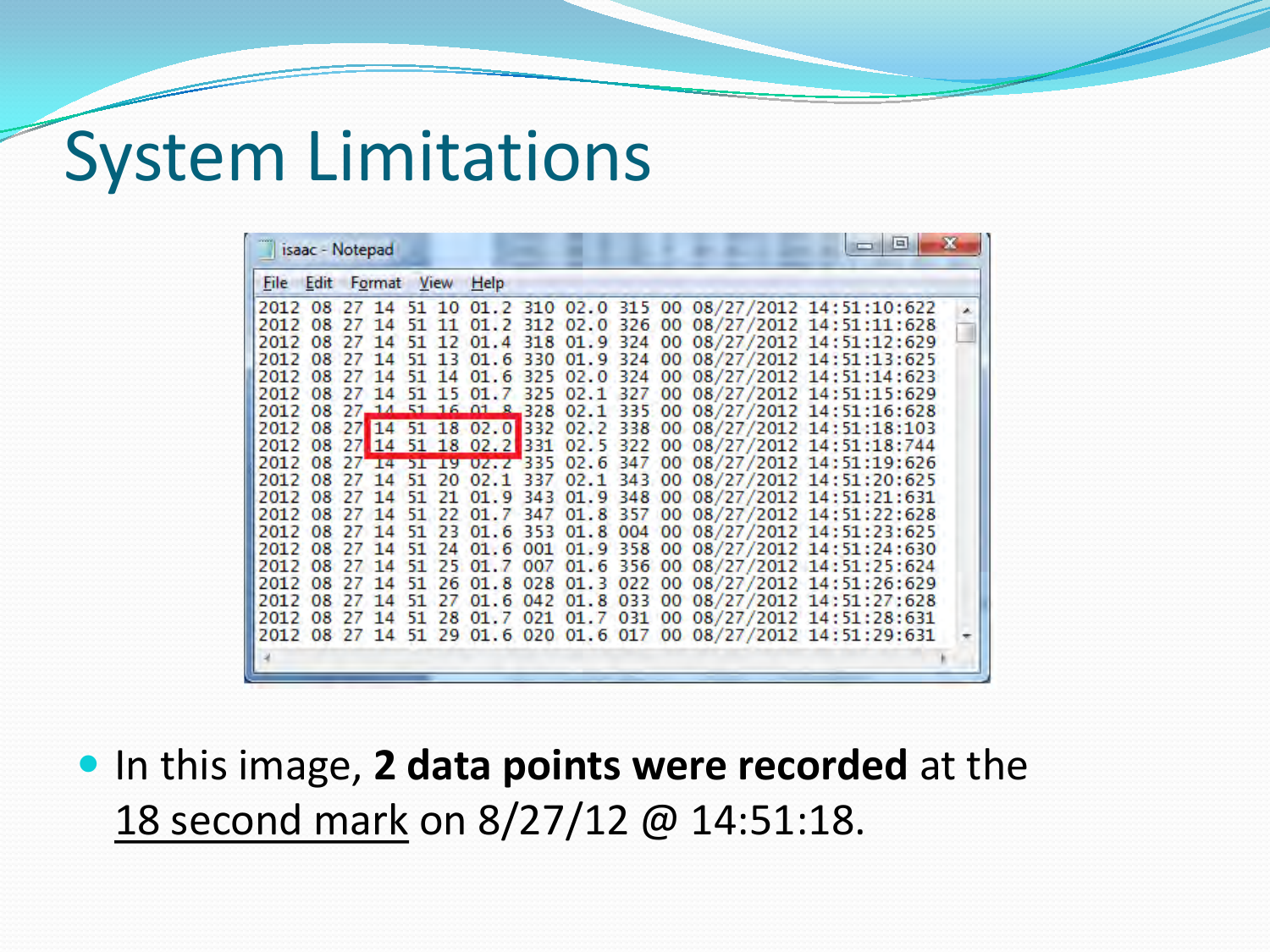# System Limitations

```
2012 08 27 14 51 10 01.2 310 02.0 315 00 08/27/2012 14:51:10:622
2012 08 27 14 51 11 01.2 312 02.0 326 00 08/27/2012 14:51:11:628
2012 08 27 14 51 12 01.4 318 01.9 324 00 08/27/2012 14:51:12:629
2012 08 27 14 51 13 01.6 330 01.9 324 00 08/27/2012 14:51:13:625
2012 08 27 14 51 14 01.6 325 02.0 324 00 08/27/2012 14:51:14:623
2012 08 27 14 51 15 01.7 325 02.1 327 00 08/27/2012 14:51:15:629
2012 08 27 14 51 16 01.8 328 02.1 335 00 08/27/2012 14:51:16:628
2012 08 27 14 51 18 02.0 332 02.2 338 00 08/27/2012 14:51:18:103
2012 08 27 14 51 18 02.2 331 02.5 322 00 08/27/2012 14:51:18:744
2012 08 27 14 51 19 02.2 335 02.6 347 00 08/27/2012 14:51:19:626
2012 08 27 14 51 20 02.1 337 02.1 343 00 08/27/2012 14:51:20:625
2012 08 27 14 51 21 01.9 343 01.9 348 00 08/27/2012 14:51:21:631
2012 08 27 14 51 22 01.7 347 01.8 357 00 08/27/2012 14:51:22:628
2012 08 27 14 51 23 01.6 353 01.8 004 00 08/27/2012 14:51:23:625
2012 08 27 14 51 24 01.6 001 01.9 358 00 08/27/2012 14:51:24:630
2012 08 27 14 51 25 01.7 007 01.6 356 00 08/27/2012 14:51:25:624
2012 08 27 14 51 26 01.8 028 01.3 022 00 08/27/2012 14:51:26:629
2012 08 27 14 51 27 01.6 042 01.8 033 00 08/27/2012 14:51:27:628
2012 08 27 14 51 28 01.7 021 01.7 031 00 08/27/2012 14:51:28:631
2012 08 27 14 51 29 01.6 020 01.6 017 00 08/27/2012 14:51:29:631
```

- In this image, **2 data points were recorded** at the 18 second mark on 8/27/12 @ 14:51:18.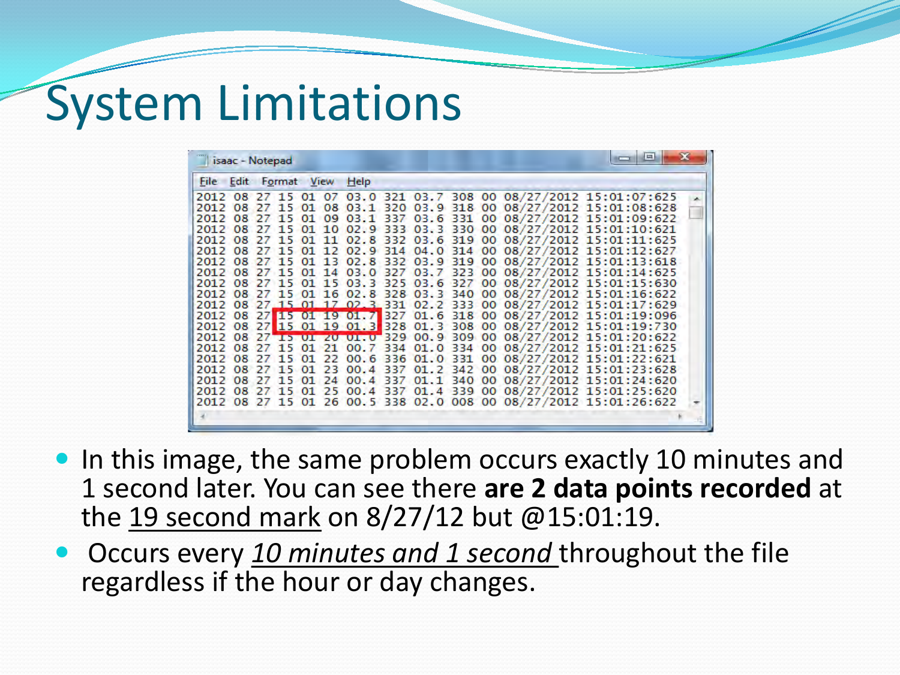# System Limitations

```
isaac - Notepad
File  Edit  Format  View  Help
2012 08 27 15 01 07 03.0 321 03.7 308 00 08/27/2012 15:01:07:625
2012 08 27 15 01 08 03.1 320 03.9 318 00 08/27/2012 15:01:08:628
2012 08 27 15 01 09 03.1 337 03.6 331 00 08/27/2012 15:01:09:622
2012 08 27 15 01 10 02.9 333 03.3 330 00 08/27/2012 15:01:10:621
2012 08 27 15 01 11 02.8 332 03.6 319 00 08/27/2012 15:01:11:625
2012 08 27 15 01 12 02.9 314 04.0 314 00 08/27/2012 15:01:12:627
2012 08 27 15 01 13 02.8 332 03.9 319 00 08/27/2012 15:01:13:618
2012 08 27 15 01 14 03.0 327 03.7 323 00 08/27/2012 15:01:14:625
2012 08 27 15 01 15 03.3 325 03.6 327 00 08/27/2012 15:01:15:630
2012 08 27 15 01 16 02.8 328 03.3 340 00 08/27/2012 15:01:16:622
2012 08 27 15 01 17 02.3 331 02.2 333 00 08/27/2012 15:01:17:629
2012 08 27 15 01 19 01.7 327 01.6 318 00 08/27/2012 15:01:19:096
2012 08 27 15 01 19 01.3 328 01.3 308 00 08/27/2012 15:01:19:730
2012 08 27 15 01 20 01.0 329 00.9 309 00 08/27/2012 15:01:20:622
2012 08 27 15 01 21 00.7 334 01.0 334 00 08/27/2012 15:01:21:625
2012 08 27 15 01 22 00.6 336 01.0 331 00 08/27/2012 15:01:22:621
2012 08 27 15 01 23 00.4 337 01.2 342 00 08/27/2012 15:01:23:628
2012 08 27 15 01 24 00.4 337 01.1 340 00 08/27/2012 15:01:24:620
2012 08 27 15 01 25 00.4 337 01.4 339 00 08/27/2012 15:01:25:620
2012 08 27 15 01 26 00.5 338 02.0 008 00 08/27/2012 15:01:26:622
```

- In this image, the same problem occurs exactly 10 minutes and 1 second later. You can see there **are 2 data points recorded** at the 19 second mark on 8/27/12 but @15:01:19.
- Occurs every *10 minutes and 1 second* throughout the file regardless if the hour or day changes.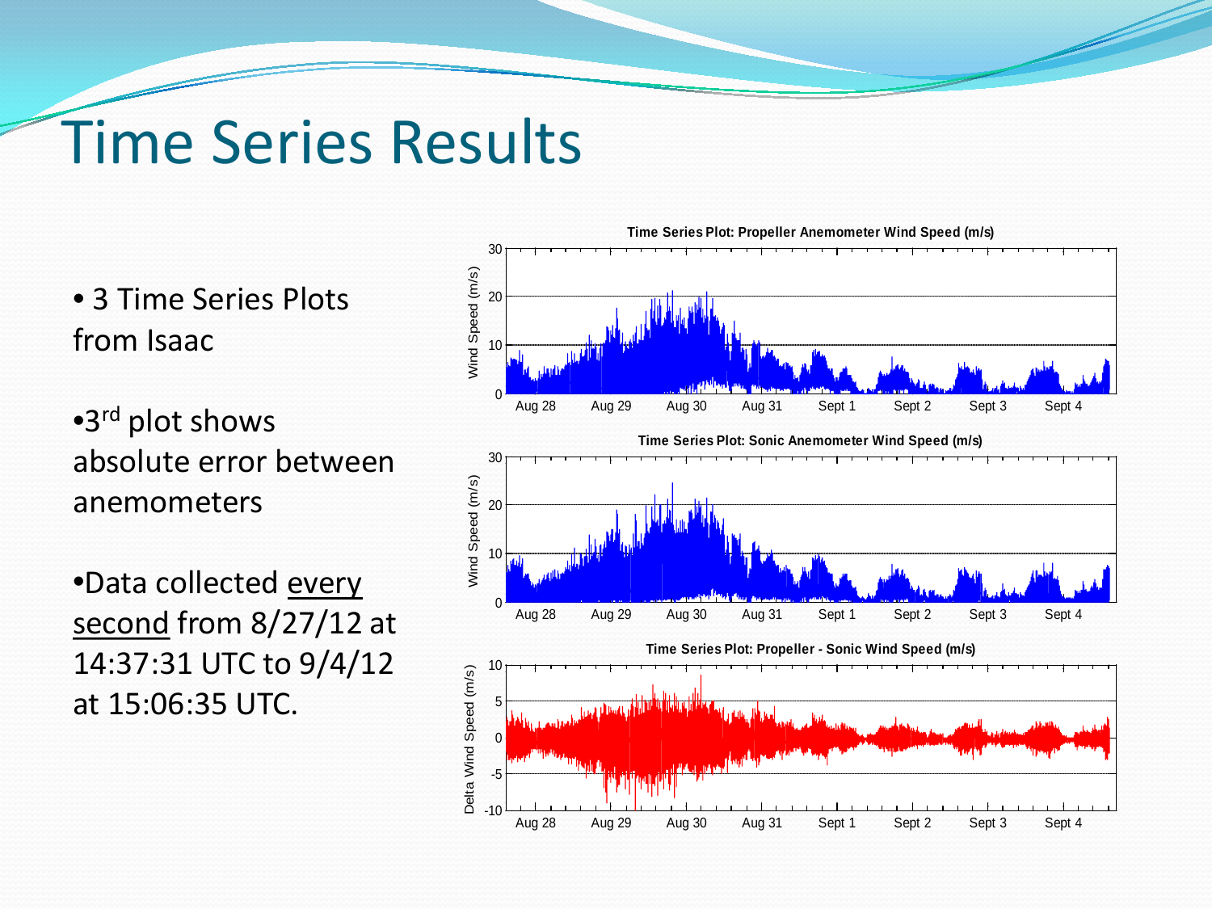# Time Series Results

- 3 Time Series Plots from Isaac
- 3rd plot shows absolute error between anemometers
- Data collected <u>every second</u> from 8/27/12 at 14:37:31 UTC to 9/4/12 at 15:06:35 UTC.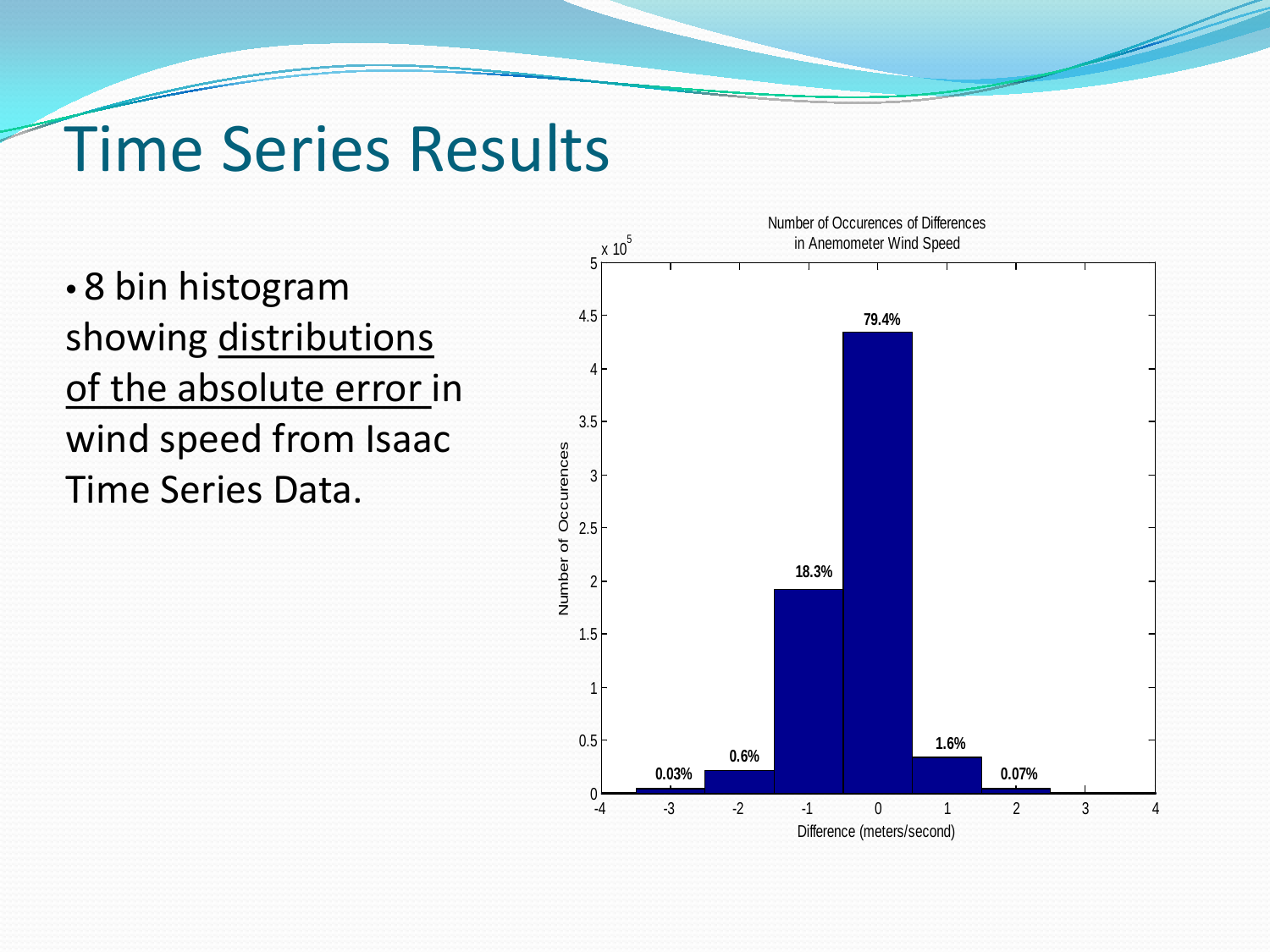# Time Series Results

- 8 bin histogram showing distributions of the absolute error in wind speed from Isaac Time Series Data.

Number of Occurences of Differences in Anemometer Wind Speed

| Difference (meters/second) | Percentage |
| --- | --- |
| -3 | 0.03% |
| -2 | 0.6% |
| -1 | 18.3% |
| 0 | 79.4% |
| 1 | 1.6% |
| 2 | 0.07% |

Number of Occurences ($\times 10^5$)

Difference (meters/second)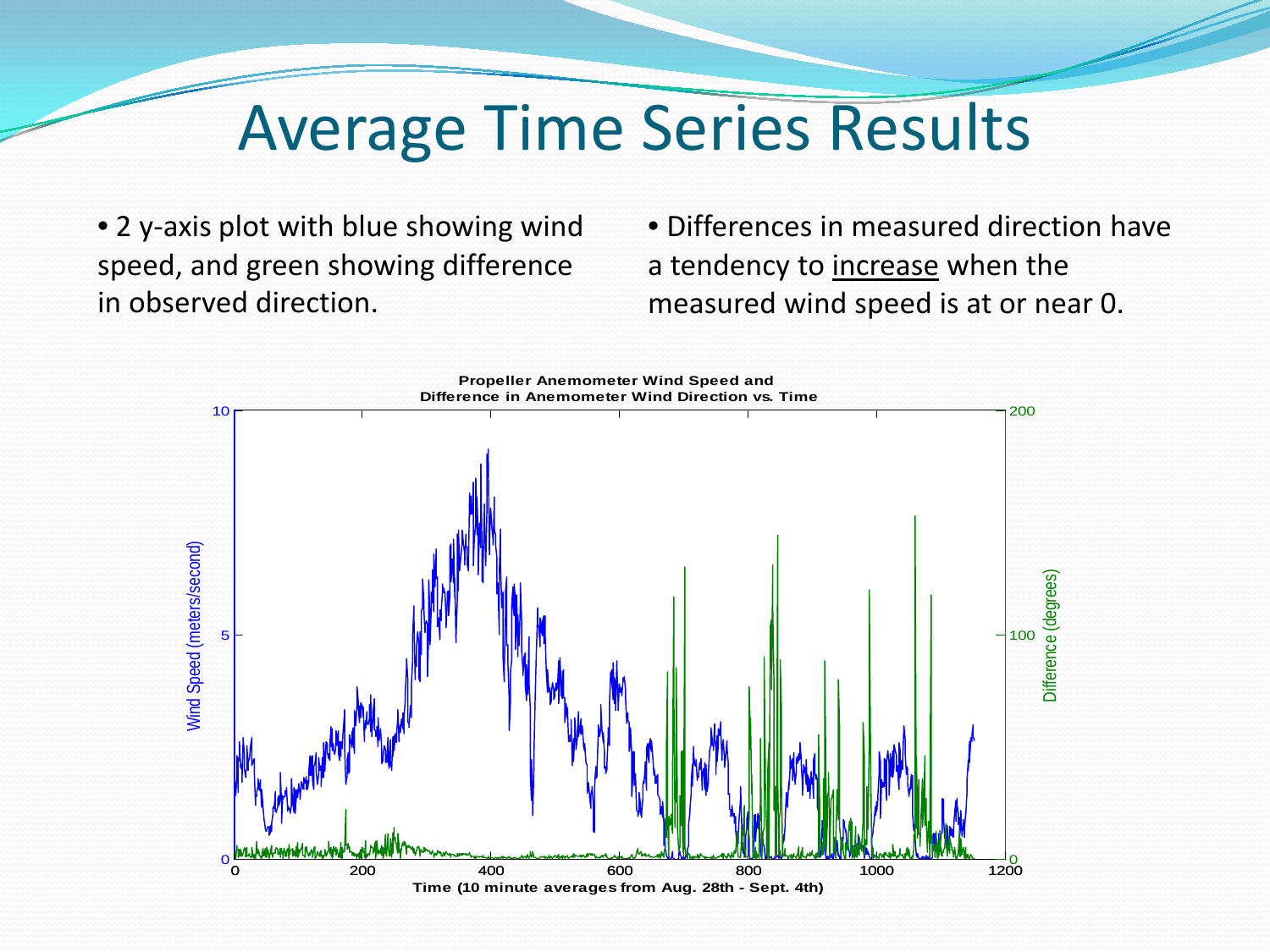# Average Time Series Results

- 2 y-axis plot with blue showing wind speed, and green showing difference in observed direction.

- Differences in measured direction have a tendency to increase when the measured wind speed is at or near 0.

**Propeller Anemometer Wind Speed and Difference in Anemometer Wind Direction vs. Time**

Time (10 minute averages from Aug. 28th - Sept. 4th)

Wind Speed (meters/second)

Difference (degrees)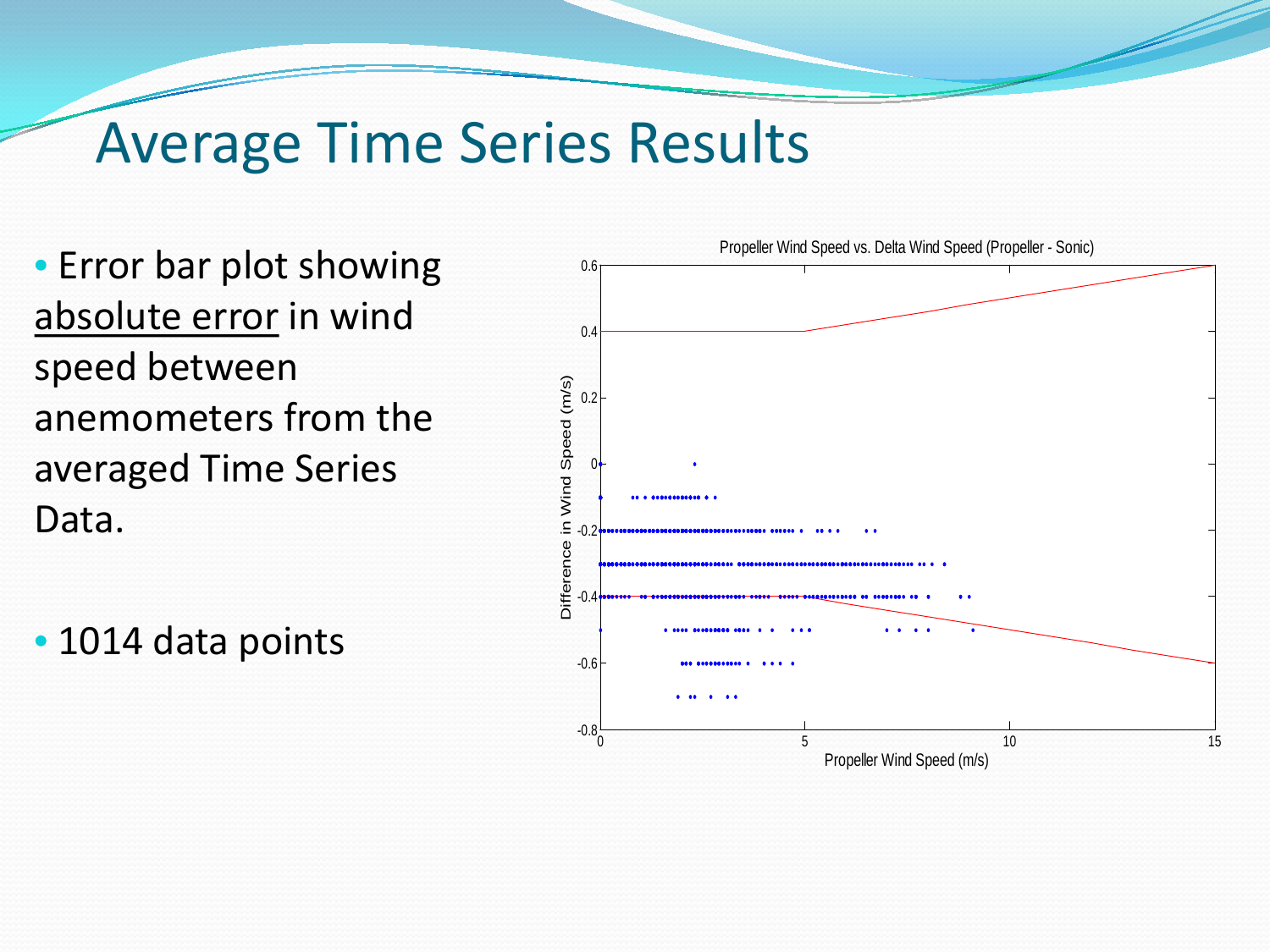# Average Time Series Results

- Error bar plot showing absolute error in wind speed between anemometers from the averaged Time Series Data.

- 1014 data points

Propeller Wind Speed vs. Delta Wind Speed (Propeller - Sonic)

Difference in Wind Speed (m/s)

Propeller Wind Speed (m/s)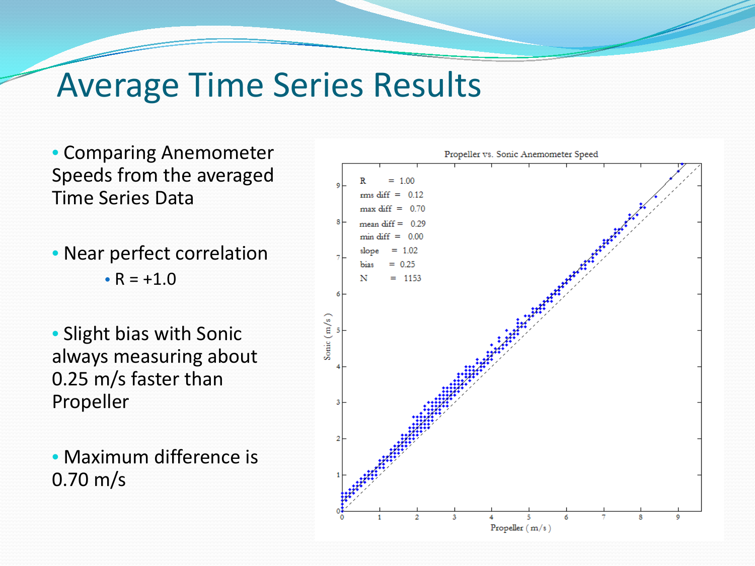# Average Time Series Results

- Comparing Anemometer Speeds from the averaged Time Series Data

- Near perfect correlation
  - R = +1.0

- Slight bias with Sonic always measuring about 0.25 m/s faster than Propeller

- Maximum difference is 0.70 m/s

Propeller vs. Sonic Anemometer Speed

| | | |
|---|---|---|
| R | = | 1.00 |
| rms diff | = | 0.12 |
| max diff | = | 0.70 |
| mean diff | = | 0.29 |
| min diff | = | 0.00 |
| slope | = | 1.02 |
| bias | = | 0.25 |
| N | = | 1153 |

Sonic ( m/s )

Propeller ( m/s )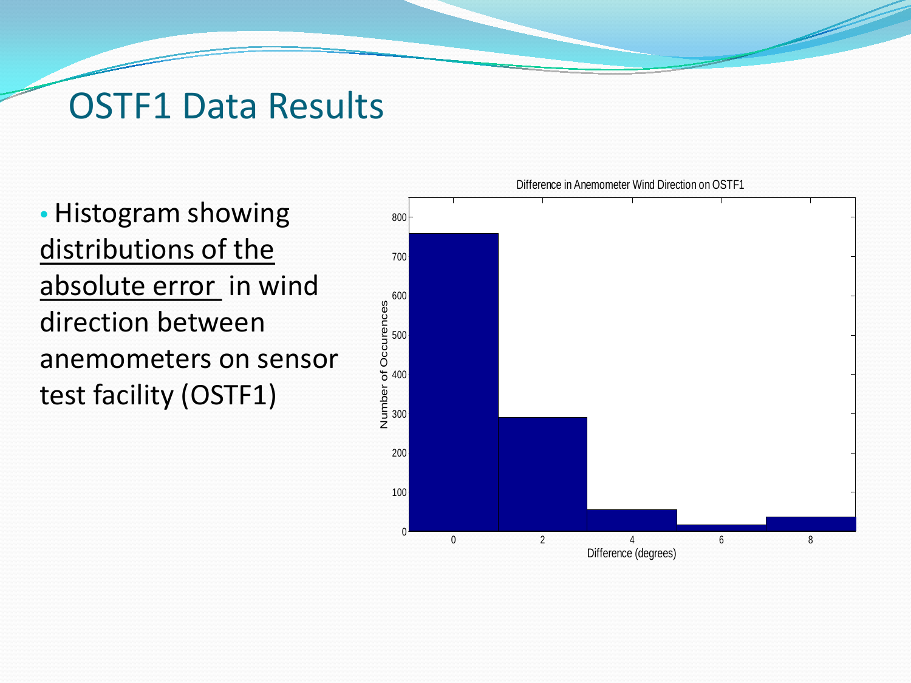# OSTF1 Data Results

- Histogram showing <u>distributions of the absolute error</u> in wind direction between anemometers on sensor test facility (OSTF1)

Difference in Anemometer Wind Direction on OSTF1

Number of Occurences

Difference (degrees)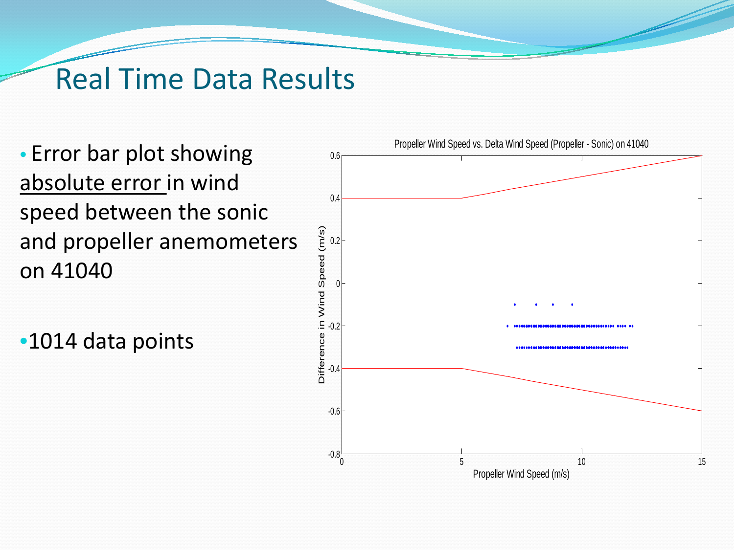# Real Time Data Results

- Error bar plot showing absolute error in wind speed between the sonic and propeller anemometers on 41040

- 1014 data points

Propeller Wind Speed vs. Delta Wind Speed (Propeller - Sonic) on 41040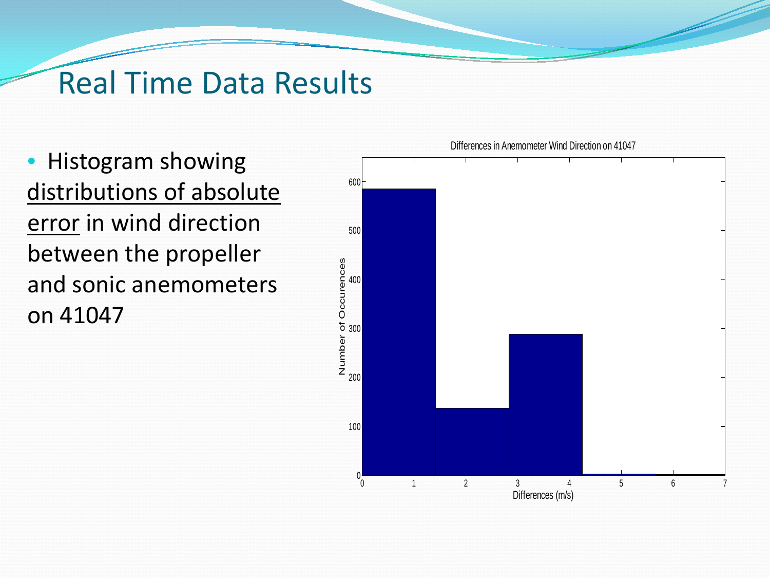# Real Time Data Results

- Histogram showing distributions of absolute error in wind direction between the propeller and sonic anemometers on 41047

Differences in Anemometer Wind Direction on 41047

Number of Occurences

Differences (m/s)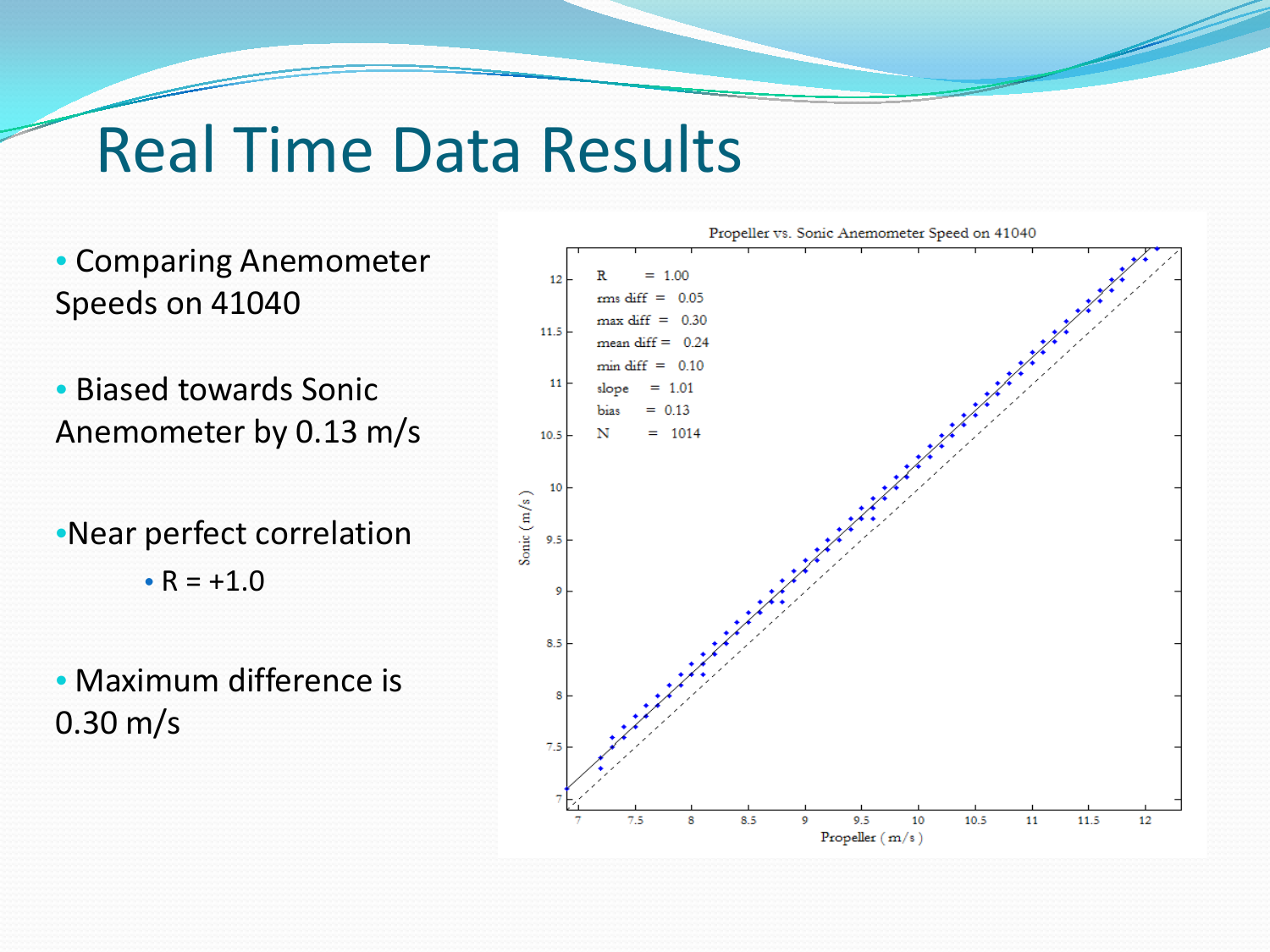# Real Time Data Results

- Comparing Anemometer Speeds on 41040
- Biased towards Sonic Anemometer by 0.13 m/s
- Near perfect correlation
  - R = +1.0
- Maximum difference is 0.30 m/s

Propeller vs. Sonic Anemometer Speed on 41040

| | |
|---|---|
| R | = 1.00 |
| rms diff | = 0.05 |
| max diff | = 0.30 |
| mean diff | = 0.24 |
| min diff | = 0.10 |
| slope | = 1.01 |
| bias | = 0.13 |
| N | = 1014 |

Sonic (m/s)

Propeller (m/s)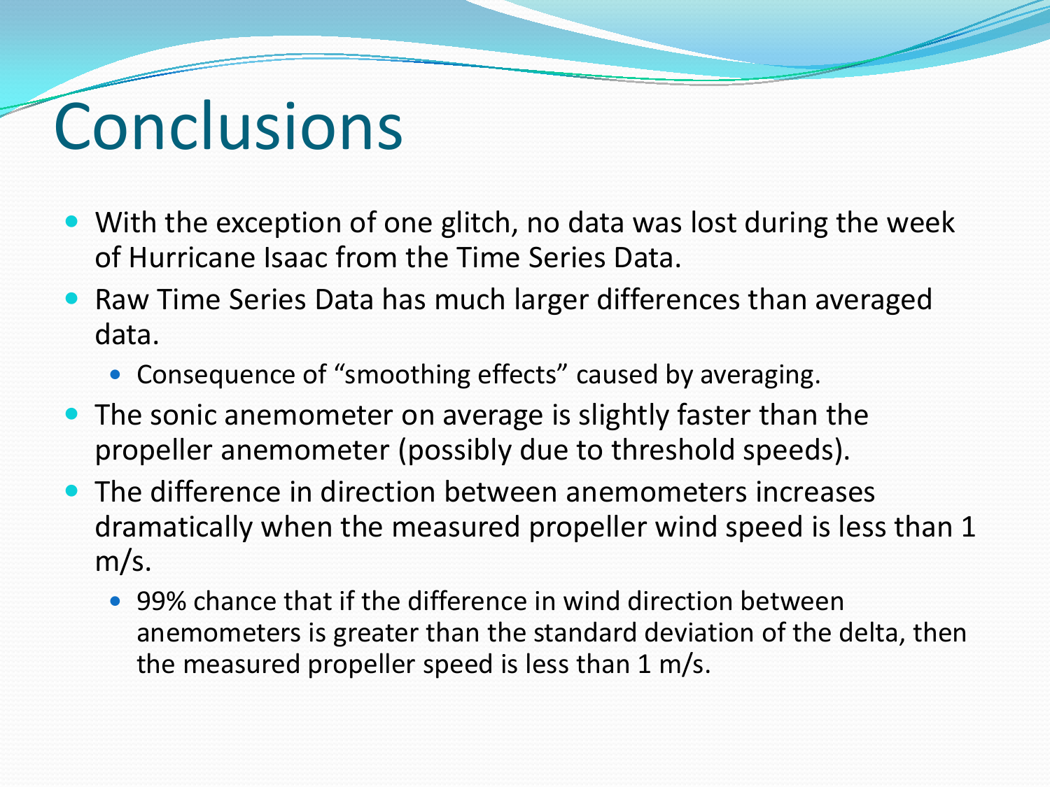# Conclusions

- With the exception of one glitch, no data was lost during the week of Hurricane Isaac from the Time Series Data.
- Raw Time Series Data has much larger differences than averaged data.
  - Consequence of “smoothing effects” caused by averaging.
- The sonic anemometer on average is slightly faster than the propeller anemometer (possibly due to threshold speeds).
- The difference in direction between anemometers increases dramatically when the measured propeller wind speed is less than 1 m/s.
  - 99% chance that if the difference in wind direction between anemometers is greater than the standard deviation of the delta, then the measured propeller speed is less than 1 m/s.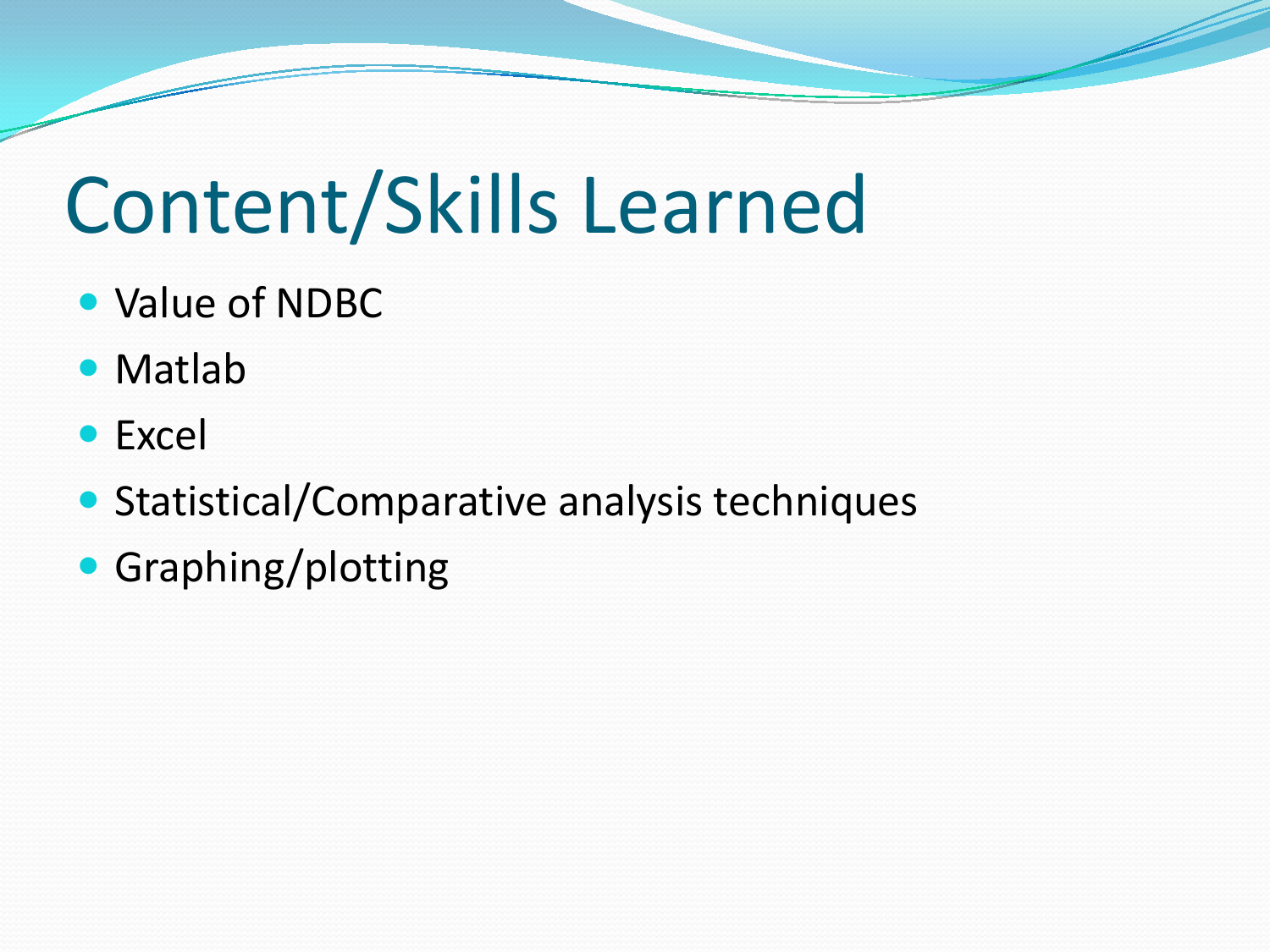# Content/Skills Learned

- Value of NDBC
- Matlab
- Excel
- Statistical/Comparative analysis techniques
- Graphing/plotting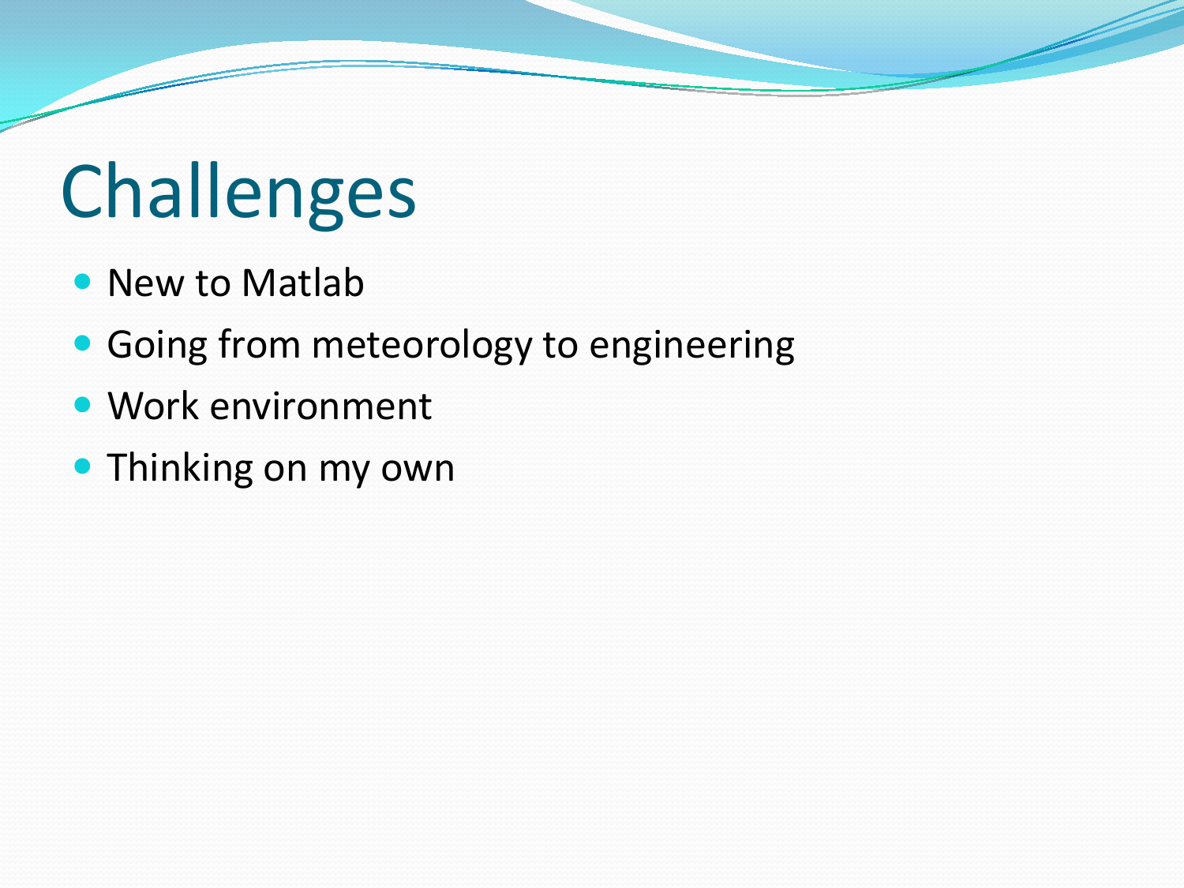# Challenges

- New to Matlab
- Going from meteorology to engineering
- Work environment
- Thinking on my own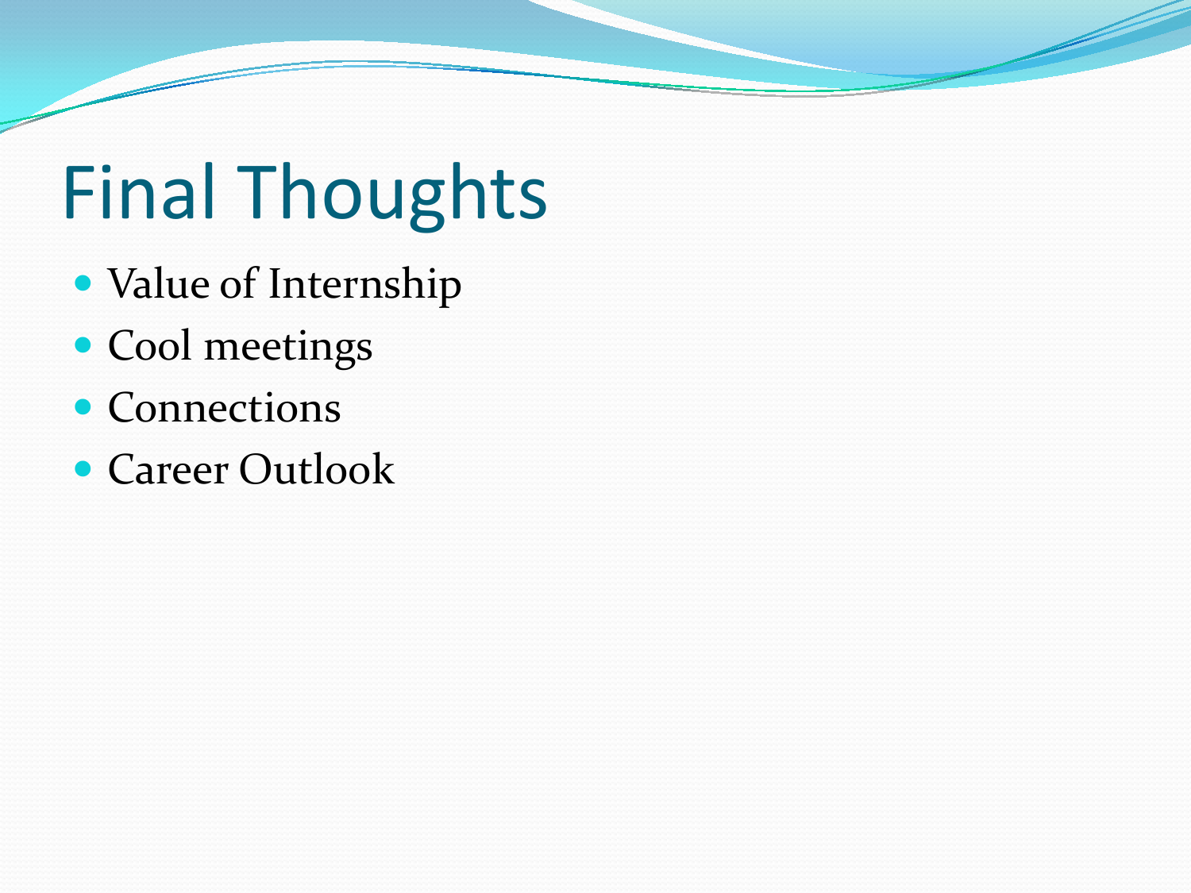# Final Thoughts

- Value of Internship
- Cool meetings
- Connections
- Career Outlook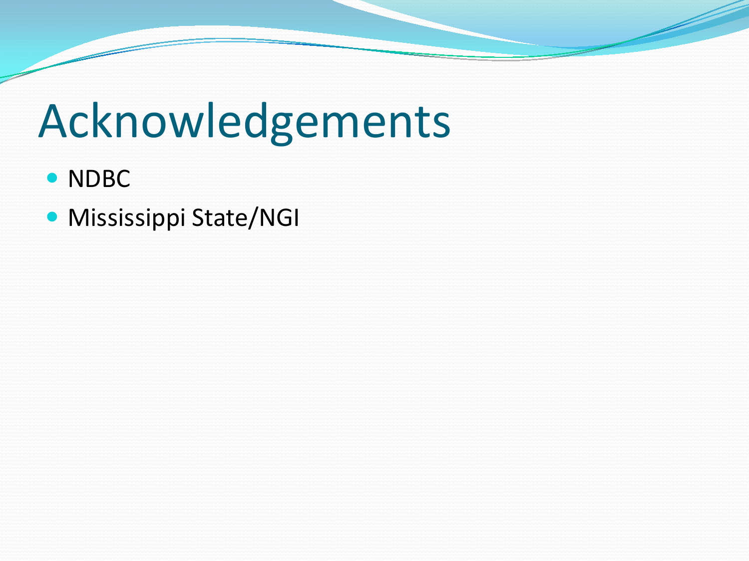# Acknowledgements

- NDBC
- Mississippi State/NGI